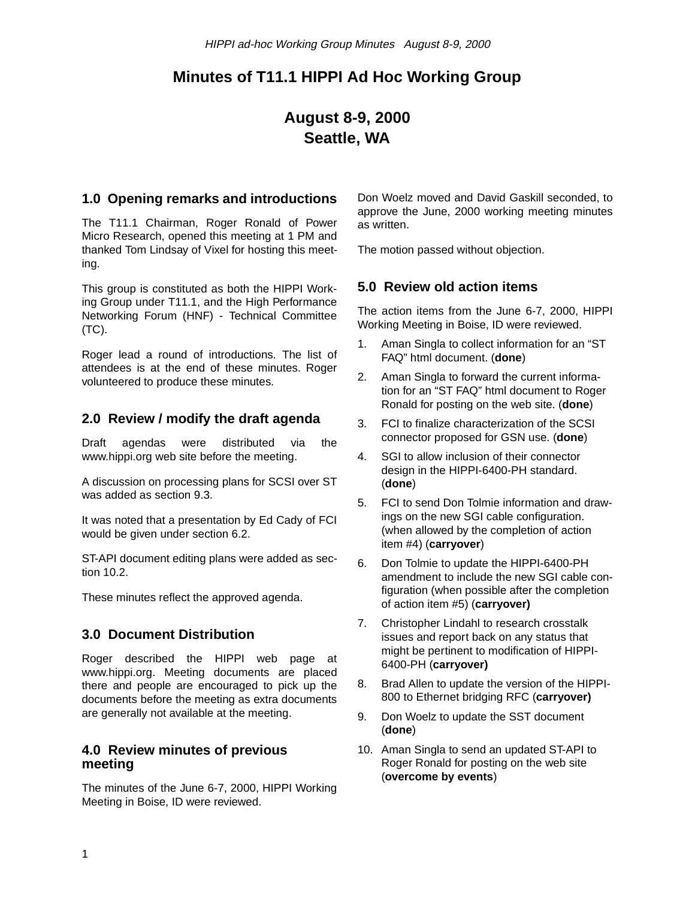# Minutes of T11.1 HIPPI Ad Hoc Working Group

## August 8-9, 2000
## Seattle, WA

### 1.0 Opening remarks and introductions

The T11.1 Chairman, Roger Ronald of Power Micro Research, opened this meeting at 1 PM and thanked Tom Lindsay of Vixel for hosting this meeting.

This group is constituted as both the HIPPI Working Group under T11.1, and the High Performance Networking Forum (HNF) - Technical Committee (TC).

Roger lead a round of introductions. The list of attendees is at the end of these minutes. Roger volunteered to produce these minutes.

### 2.0 Review / modify the draft agenda

Draft agendas were distributed via the www.hippi.org web site before the meeting.

A discussion on processing plans for SCSI over ST was added as section 9.3.

It was noted that a presentation by Ed Cady of FCI would be given under section 6.2.

ST-API document editing plans were added as section 10.2.

These minutes reflect the approved agenda.

### 3.0 Document Distribution

Roger described the HIPPI web page at www.hippi.org. Meeting documents are placed there and people are encouraged to pick up the documents before the meeting as extra documents are generally not available at the meeting.

### 4.0 Review minutes of previous meeting

The minutes of the June 6-7, 2000, HIPPI Working Meeting in Boise, ID were reviewed.

Don Woelz moved and David Gaskill seconded, to approve the June, 2000 working meeting minutes as written.

The motion passed without objection.

### 5.0 Review old action items

The action items from the June 6-7, 2000, HIPPI Working Meeting in Boise, ID were reviewed.

1. Aman Singla to collect information for an “ST FAQ” html document. (**done**)
2. Aman Singla to forward the current information for an “ST FAQ” html document to Roger Ronald for posting on the web site. (**done**)
3. FCI to finalize characterization of the SCSI connector proposed for GSN use. (**done**)
4. SGI to allow inclusion of their connector design in the HIPPI-6400-PH standard. (**done**)
5. FCI to send Don Tolmie information and drawings on the new SGI cable configuration. (when allowed by the completion of action item #4) (**carryover**)
6. Don Tolmie to update the HIPPI-6400-PH amendment to include the new SGI cable configuration (when possible after the completion of action item #5) (**carryover)**
7. Christopher Lindahl to research crosstalk issues and report back on any status that might be pertinent to modification of HIPPI-6400-PH (**carryover)**
8. Brad Allen to update the version of the HIPPI-800 to Ethernet bridging RFC (**carryover)**
9. Don Woelz to update the SST document (**done**)
10. Aman Singla to send an updated ST-API to Roger Ronald for posting on the web site (**overcome by events**)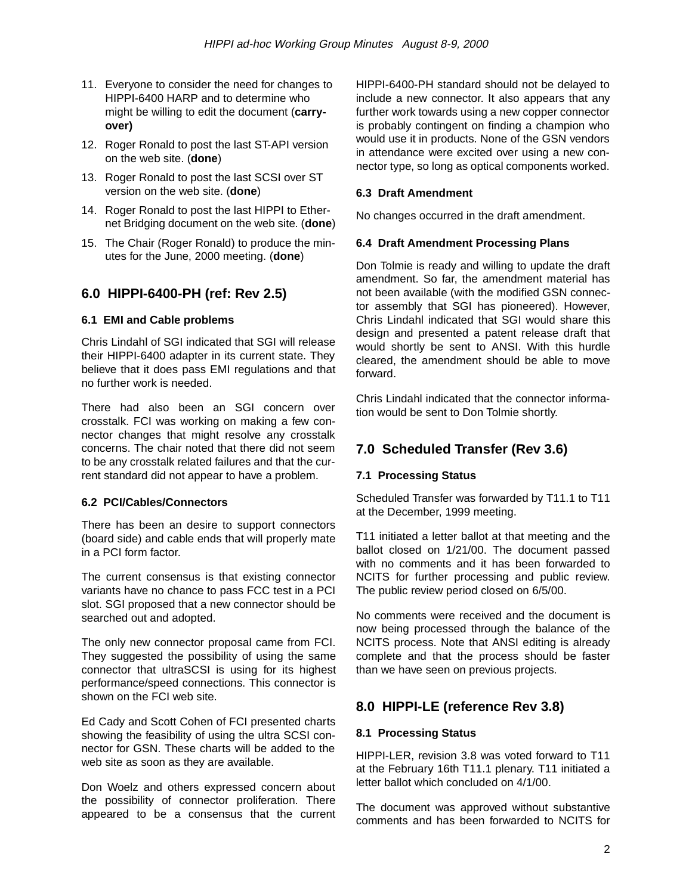11. Everyone to consider the need for changes to HIPPI-6400 HARP and to determine who might be willing to edit the document (**carry-over)**
12. Roger Ronald to post the last ST-API version on the web site. (**done**)
13. Roger Ronald to post the last SCSI over ST version on the web site. (**done**)
14. Roger Ronald to post the last HIPPI to Ethernet Bridging document on the web site. (**done**)
15. The Chair (Roger Ronald) to produce the minutes for the June, 2000 meeting. (**done**)

## 6.0 HIPPI-6400-PH (ref: Rev 2.5)

### 6.1 EMI and Cable problems

Chris Lindahl of SGI indicated that SGI will release their HIPPI-6400 adapter in its current state. They believe that it does pass EMI regulations and that no further work is needed.

There had also been an SGI concern over crosstalk. FCI was working on making a few connector changes that might resolve any crosstalk concerns. The chair noted that there did not seem to be any crosstalk related failures and that the current standard did not appear to have a problem.

### 6.2 PCI/Cables/Connectors

There has been an desire to support connectors (board side) and cable ends that will properly mate in a PCI form factor.

The current consensus is that existing connector variants have no chance to pass FCC test in a PCI slot. SGI proposed that a new connector should be searched out and adopted.

The only new connector proposal came from FCI. They suggested the possibility of using the same connector that ultraSCSI is using for its highest performance/speed connections. This connector is shown on the FCI web site.

Ed Cady and Scott Cohen of FCI presented charts showing the feasibility of using the ultra SCSI connector for GSN. These charts will be added to the web site as soon as they are available.

Don Woelz and others expressed concern about the possibility of connector proliferation. There appeared to be a consensus that the current HIPPI-6400-PH standard should not be delayed to include a new connector. It also appears that any further work towards using a new copper connector is probably contingent on finding a champion who would use it in products. None of the GSN vendors in attendance were excited over using a new connector type, so long as optical components worked.

### 6.3 Draft Amendment

No changes occurred in the draft amendment.

### 6.4 Draft Amendment Processing Plans

Don Tolmie is ready and willing to update the draft amendment. So far, the amendment material has not been available (with the modified GSN connector assembly that SGI has pioneered). However, Chris Lindahl indicated that SGI would share this design and presented a patent release draft that would shortly be sent to ANSI. With this hurdle cleared, the amendment should be able to move forward.

Chris Lindahl indicated that the connector information would be sent to Don Tolmie shortly.

## 7.0 Scheduled Transfer (Rev 3.6)

### 7.1 Processing Status

Scheduled Transfer was forwarded by T11.1 to T11 at the December, 1999 meeting.

T11 initiated a letter ballot at that meeting and the ballot closed on 1/21/00. The document passed with no comments and it has been forwarded to NCITS for further processing and public review. The public review period closed on 6/5/00.

No comments were received and the document is now being processed through the balance of the NCITS process. Note that ANSI editing is already complete and that the process should be faster than we have seen on previous projects.

## 8.0 HIPPI-LE (reference Rev 3.8)

### 8.1 Processing Status

HIPPI-LER, revision 3.8 was voted forward to T11 at the February 16th T11.1 plenary. T11 initiated a letter ballot which concluded on 4/1/00.

The document was approved without substantive comments and has been forwarded to NCITS for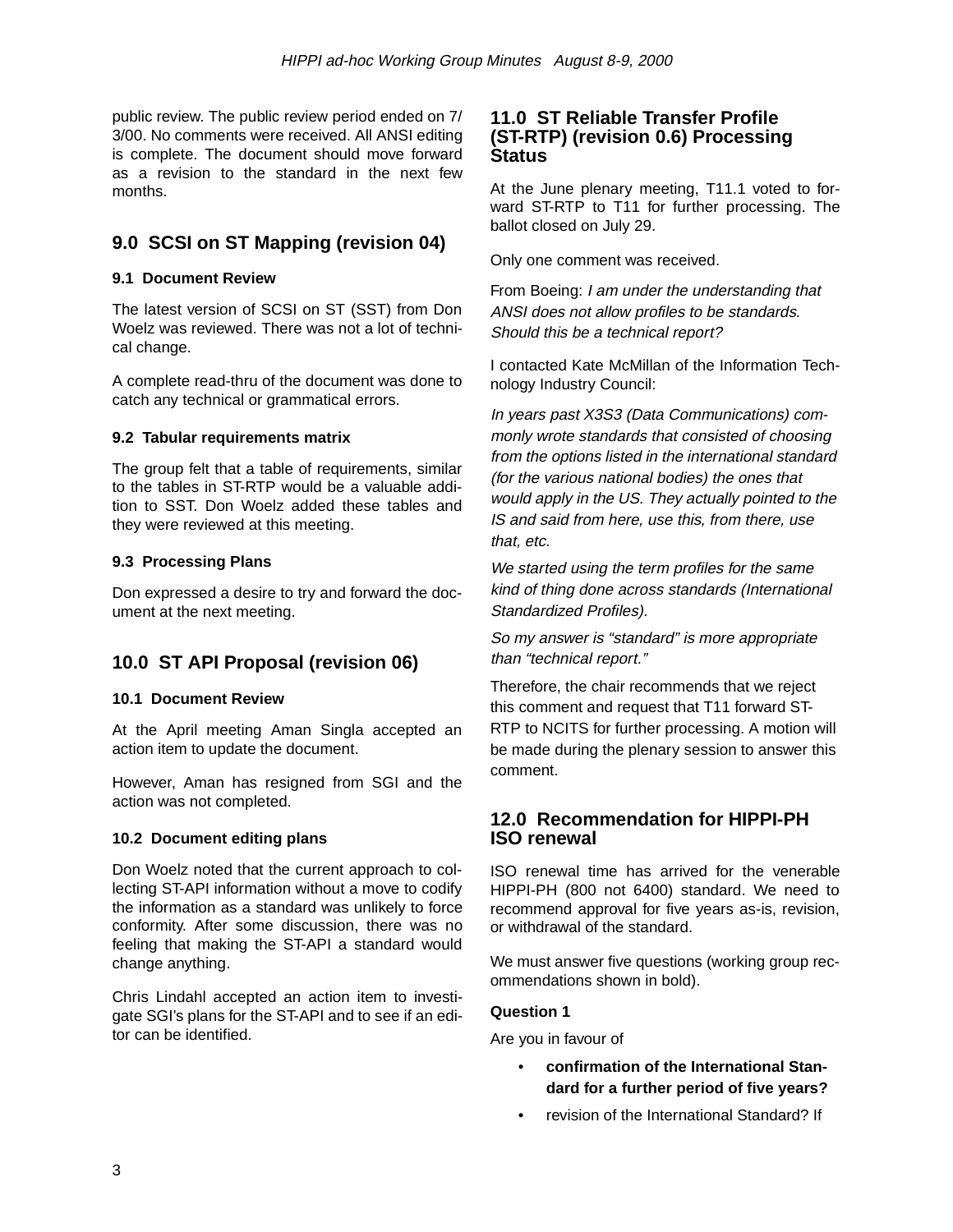public review. The public review period ended on 7/3/00. No comments were received. All ANSI editing is complete. The document should move forward as a revision to the standard in the next few months.

## 9.0 SCSI on ST Mapping (revision 04)

### 9.1 Document Review

The latest version of SCSI on ST (SST) from Don Woelz was reviewed. There was not a lot of technical change.

A complete read-thru of the document was done to catch any technical or grammatical errors.

### 9.2 Tabular requirements matrix

The group felt that a table of requirements, similar to the tables in ST-RTP would be a valuable addition to SST. Don Woelz added these tables and they were reviewed at this meeting.

### 9.3 Processing Plans

Don expressed a desire to try and forward the document at the next meeting.

## 10.0 ST API Proposal (revision 06)

### 10.1 Document Review

At the April meeting Aman Singla accepted an action item to update the document.

However, Aman has resigned from SGI and the action was not completed.

### 10.2 Document editing plans

Don Woelz noted that the current approach to collecting ST-API information without a move to codify the information as a standard was unlikely to force conformity. After some discussion, there was no feeling that making the ST-API a standard would change anything.

Chris Lindahl accepted an action item to investigate SGI's plans for the ST-API and to see if an editor can be identified.

## 11.0 ST Reliable Transfer Profile (ST-RTP) (revision 0.6) Processing Status

At the June plenary meeting, T11.1 voted to forward ST-RTP to T11 for further processing. The ballot closed on July 29.

Only one comment was received.

From Boeing: *I am under the understanding that ANSI does not allow profiles to be standards. Should this be a technical report?*

I contacted Kate McMillan of the Information Technology Industry Council:

*In years past X3S3 (Data Communications) commonly wrote standards that consisted of choosing from the options listed in the international standard (for the various national bodies) the ones that would apply in the US. They actually pointed to the IS and said from here, use this, from there, use that, etc.*

*We started using the term profiles for the same kind of thing done across standards (International Standardized Profiles).*

*So my answer is "standard" is more appropriate than "technical report."*

Therefore, the chair recommends that we reject this comment and request that T11 forward ST-RTP to NCITS for further processing. A motion will be made during the plenary session to answer this comment.

## 12.0 Recommendation for HIPPI-PH ISO renewal

ISO renewal time has arrived for the venerable HIPPI-PH (800 not 6400) standard. We need to recommend approval for five years as-is, revision, or withdrawal of the standard.

We must answer five questions (working group recommendations shown in bold).

**Question 1**

Are you in favour of

- **confirmation of the International Standard for a further period of five years?**
- revision of the International Standard? If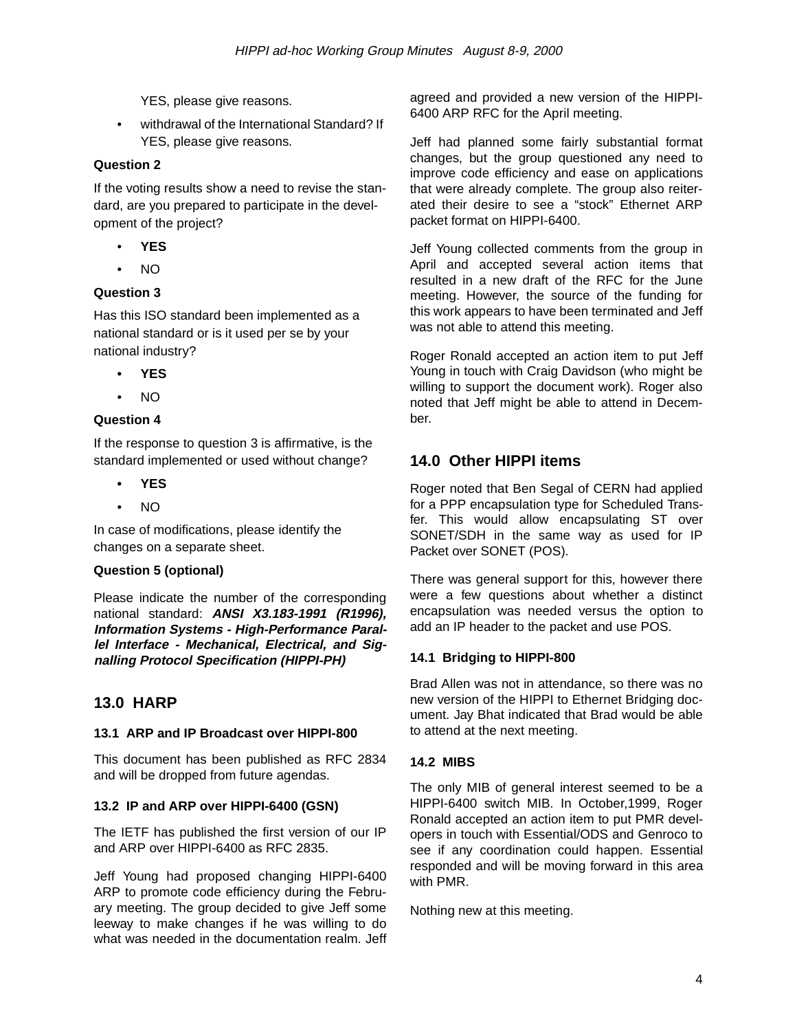YES, please give reasons.

- withdrawal of the International Standard? If YES, please give reasons.

**Question 2**

If the voting results show a need to revise the standard, are you prepared to participate in the development of the project?

- **YES**
- NO

**Question 3**

Has this ISO standard been implemented as a national standard or is it used per se by your national industry?

- **YES**
- NO

**Question 4**

If the response to question 3 is affirmative, is the standard implemented or used without change?

- **YES**
- NO

In case of modifications, please identify the changes on a separate sheet.

**Question 5 (optional)**

Please indicate the number of the corresponding national standard: ***ANSI X3.183-1991 (R1996), Information Systems - High-Performance Parallel Interface - Mechanical, Electrical, and Signalling Protocol Specification (HIPPI-PH)***

## 13.0 HARP

### 13.1 ARP and IP Broadcast over HIPPI-800

This document has been published as RFC 2834 and will be dropped from future agendas.

### 13.2 IP and ARP over HIPPI-6400 (GSN)

The IETF has published the first version of our IP and ARP over HIPPI-6400 as RFC 2835.

Jeff Young had proposed changing HIPPI-6400 ARP to promote code efficiency during the February meeting. The group decided to give Jeff some leeway to make changes if he was willing to do what was needed in the documentation realm. Jeff agreed and provided a new version of the HIPPI-6400 ARP RFC for the April meeting.

Jeff had planned some fairly substantial format changes, but the group questioned any need to improve code efficiency and ease on applications that were already complete. The group also reiterated their desire to see a "stock" Ethernet ARP packet format on HIPPI-6400.

Jeff Young collected comments from the group in April and accepted several action items that resulted in a new draft of the RFC for the June meeting. However, the source of the funding for this work appears to have been terminated and Jeff was not able to attend this meeting.

Roger Ronald accepted an action item to put Jeff Young in touch with Craig Davidson (who might be willing to support the document work). Roger also noted that Jeff might be able to attend in December.

## 14.0 Other HIPPI items

Roger noted that Ben Segal of CERN had applied for a PPP encapsulation type for Scheduled Transfer. This would allow encapsulating ST over SONET/SDH in the same way as used for IP Packet over SONET (POS).

There was general support for this, however there were a few questions about whether a distinct encapsulation was needed versus the option to add an IP header to the packet and use POS.

### 14.1 Bridging to HIPPI-800

Brad Allen was not in attendance, so there was no new version of the HIPPI to Ethernet Bridging document. Jay Bhat indicated that Brad would be able to attend at the next meeting.

### 14.2 MIBS

The only MIB of general interest seemed to be a HIPPI-6400 switch MIB. In October,1999, Roger Ronald accepted an action item to put PMR developers in touch with Essential/ODS and Genroco to see if any coordination could happen. Essential responded and will be moving forward in this area with PMR.

Nothing new at this meeting.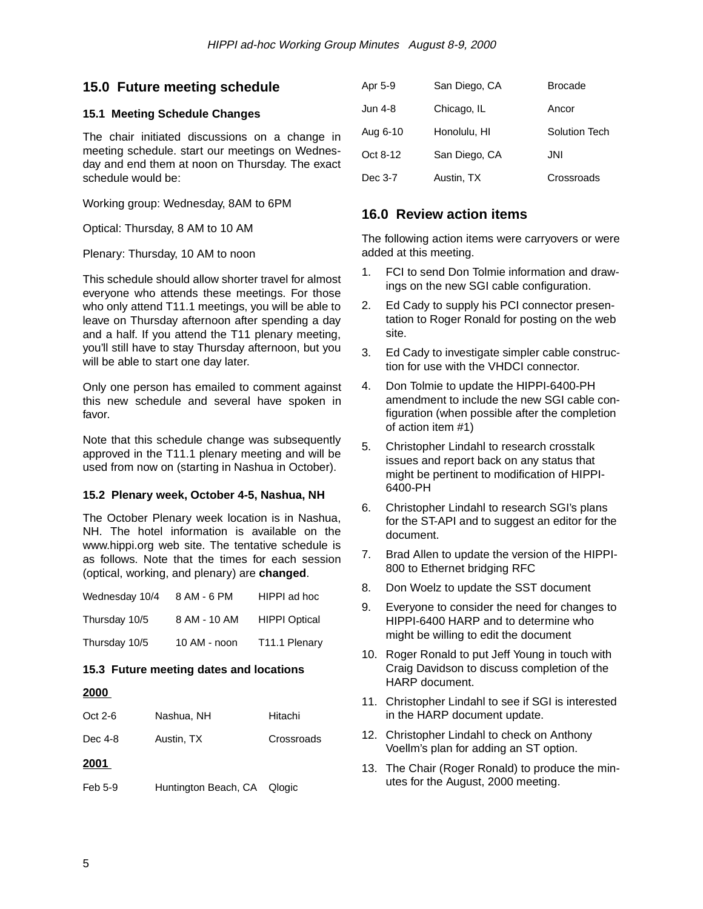## 15.0 Future meeting schedule

### 15.1 Meeting Schedule Changes

The chair initiated discussions on a change in meeting schedule. start our meetings on Wednesday and end them at noon on Thursday. The exact schedule would be:

Working group: Wednesday, 8AM to 6PM

Optical: Thursday, 8 AM to 10 AM

Plenary: Thursday, 10 AM to noon

This schedule should allow shorter travel for almost everyone who attends these meetings. For those who only attend T11.1 meetings, you will be able to leave on Thursday afternoon after spending a day and a half. If you attend the T11 plenary meeting, you'll still have to stay Thursday afternoon, but you will be able to start one day later.

Only one person has emailed to comment against this new schedule and several have spoken in favor.

Note that this schedule change was subsequently approved in the T11.1 plenary meeting and will be used from now on (starting in Nashua in October).

### 15.2 Plenary week, October 4-5, Nashua, NH

The October Plenary week location is in Nashua, NH. The hotel information is available on the www.hippi.org web site. The tentative schedule is as follows. Note that the times for each session (optical, working, and plenary) are **changed**.

| | | |
|---|---|---|
| Wednesday 10/4 | 8 AM - 6 PM | HIPPI ad hoc |
| Thursday 10/5 | 8 AM - 10 AM | HIPPI Optical |
| Thursday 10/5 | 10 AM - noon | T11.1 Plenary |

### 15.3 Future meeting dates and locations

**2000**

| | | |
|---|---|---|
| Oct 2-6 | Nashua, NH | Hitachi |
| Dec 4-8 | Austin, TX | Crossroads |

**2001**

| | | |
|---|---|---|
| Feb 5-9 | Huntington Beach, CA | Qlogic |
| Apr 5-9 | San Diego, CA | Brocade |
| Jun 4-8 | Chicago, IL | Ancor |
| Aug 6-10 | Honolulu, HI | Solution Tech |
| Oct 8-12 | San Diego, CA | JNI |
| Dec 3-7 | Austin, TX | Crossroads |

## 16.0 Review action items

The following action items were carryovers or were added at this meeting.

1. FCI to send Don Tolmie information and drawings on the new SGI cable configuration.
2. Ed Cady to supply his PCI connector presentation to Roger Ronald for posting on the web site.
3. Ed Cady to investigate simpler cable construction for use with the VHDCI connector.
4. Don Tolmie to update the HIPPI-6400-PH amendment to include the new SGI cable configuration (when possible after the completion of action item #1)
5. Christopher Lindahl to research crosstalk issues and report back on any status that might be pertinent to modification of HIPPI-6400-PH
6. Christopher Lindahl to research SGI's plans for the ST-API and to suggest an editor for the document.
7. Brad Allen to update the version of the HIPPI-800 to Ethernet bridging RFC
8. Don Woelz to update the SST document
9. Everyone to consider the need for changes to HIPPI-6400 HARP and to determine who might be willing to edit the document
10. Roger Ronald to put Jeff Young in touch with Craig Davidson to discuss completion of the HARP document.
11. Christopher Lindahl to see if SGI is interested in the HARP document update.
12. Christopher Lindahl to check on Anthony Voellm's plan for adding an ST option.
13. The Chair (Roger Ronald) to produce the minutes for the August, 2000 meeting.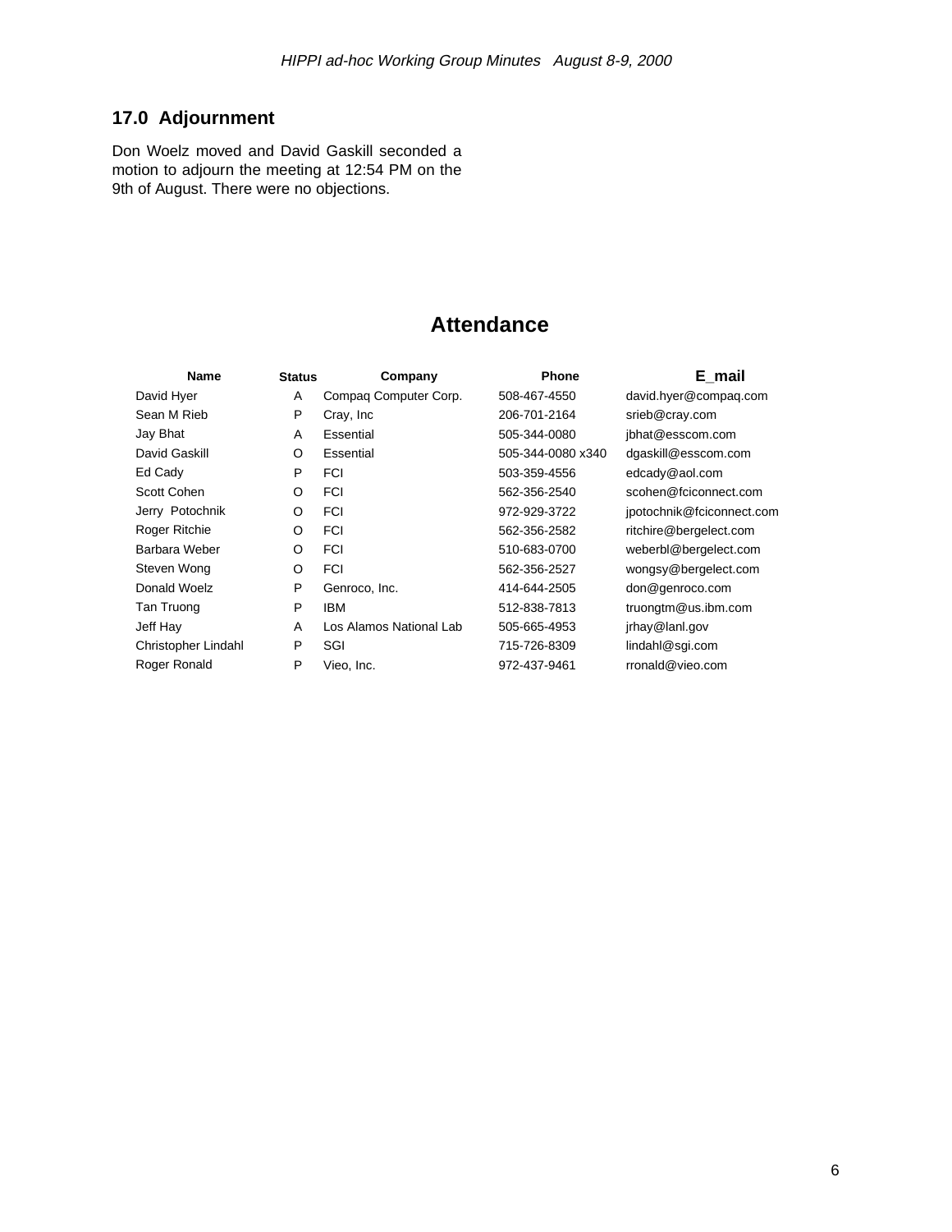## 17.0 Adjournment

Don Woelz moved and David Gaskill seconded a motion to adjourn the meeting at 12:54 PM on the 9th of August. There were no objections.

# Attendance

| Name | Status | Company | Phone | E_mail |
|---|---|---|---|---|
| David Hyer | A | Compaq Computer Corp. | 508-467-4550 | david.hyer@compaq.com |
| Sean M Rieb | P | Cray, Inc | 206-701-2164 | srieb@cray.com |
| Jay Bhat | A | Essential | 505-344-0080 | jbhat@esscom.com |
| David Gaskill | O | Essential | 505-344-0080 x340 | dgaskill@esscom.com |
| Ed Cady | P | FCI | 503-359-4556 | edcady@aol.com |
| Scott Cohen | O | FCI | 562-356-2540 | scohen@fciconnect.com |
| Jerry Potochnik | O | FCI | 972-929-3722 | jpotochnik@fciconnect.com |
| Roger Ritchie | O | FCI | 562-356-2582 | ritchire@bergelect.com |
| Barbara Weber | O | FCI | 510-683-0700 | weberbl@bergelect.com |
| Steven Wong | O | FCI | 562-356-2527 | wongsy@bergelect.com |
| Donald Woelz | P | Genroco, Inc. | 414-644-2505 | don@genroco.com |
| Tan Truong | P | IBM | 512-838-7813 | truongtm@us.ibm.com |
| Jeff Hay | A | Los Alamos National Lab | 505-665-4953 | jrhay@lanl.gov |
| Christopher Lindahl | P | SGI | 715-726-8309 | lindahl@sgi.com |
| Roger Ronald | P | Vieo, Inc. | 972-437-9461 | rronald@vieo.com |